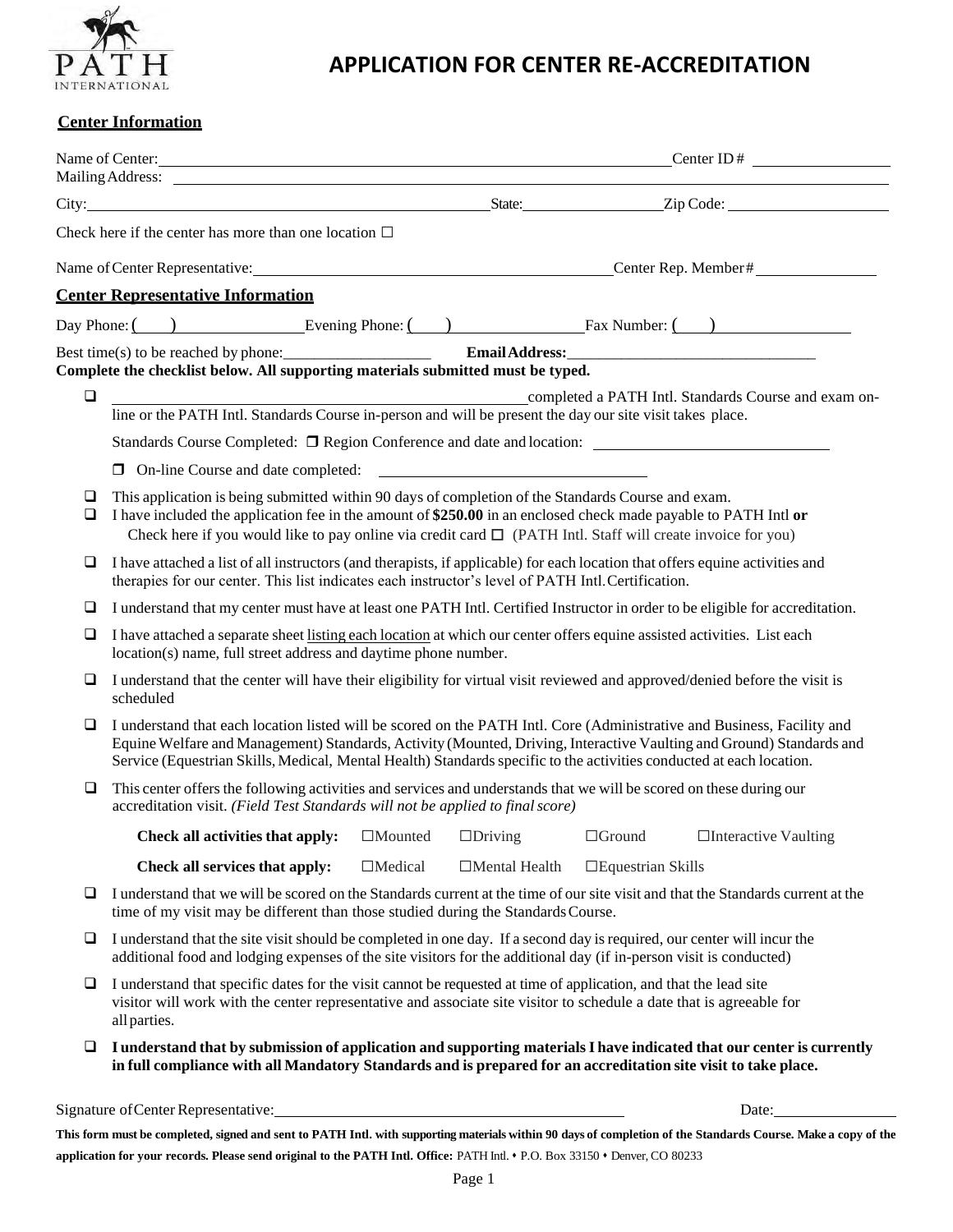# APPLICATION FOR CENTER RE-ACCREDITATION

## Center Information

Name of Center: ______________________________ Center ID # ______________

Mailing Address: ______________________________

City: ______________________ State: ______________ Zip Code: ______________

Check here if the center has more than one location ☐

Name of Center Representative: ______________________________ Center Rep. Member# ______________

## Center Representative Information

Day Phone: (____) ______________ Evening Phone: (____) ______________ Fax Number: (____) ______________

Best time(s) to be reached by phone: ______________ **Email Address:** ______________________________

**Complete the checklist below. All supporting materials submitted must be typed.**

- ❑ ______________________________ completed a PATH Intl. Standards Course and exam on-line or the PATH Intl. Standards Course in-person and will be present the day our site visit takes place.

  Standards Course Completed: ❒ Region Conference and date and location: ______________________________

  ❒ On-line Course and date completed: ______________________________

- ❑ This application is being submitted within 90 days of completion of the Standards Course and exam.
- ❑ I have included the application fee in the amount of **$250.00** in an enclosed check made payable to PATH Intl **or** Check here if you would like to pay online via credit card ☐ (PATH Intl. Staff will create invoice for you)
- ❑ I have attached a list of all instructors (and therapists, if applicable) for each location that offers equine activities and therapies for our center. This list indicates each instructor's level of PATH Intl. Certification.
- ❑ I understand that my center must have at least one PATH Intl. Certified Instructor in order to be eligible for accreditation.
- ❑ I have attached a separate sheet listing each location at which our center offers equine assisted activities. List each location(s) name, full street address and daytime phone number.
- ❑ I understand that the center will have their eligibility for virtual visit reviewed and approved/denied before the visit is scheduled
- ❑ I understand that each location listed will be scored on the PATH Intl. Core (Administrative and Business, Facility and Equine Welfare and Management) Standards, Activity (Mounted, Driving, Interactive Vaulting and Ground) Standards and Service (Equestrian Skills, Medical, Mental Health) Standards specific to the activities conducted at each location.
- ❑ This center offers the following activities and services and understands that we will be scored on these during our accreditation visit. *(Field Test Standards will not be applied to final score)*

  **Check all activities that apply:** ☐Mounted ☐Driving ☐Ground ☐Interactive Vaulting

  **Check all services that apply:** ☐Medical ☐Mental Health ☐Equestrian Skills

- ❑ I understand that we will be scored on the Standards current at the time of our site visit and that the Standards current at the time of my visit may be different than those studied during the Standards Course.
- ❑ I understand that the site visit should be completed in one day. If a second day is required, our center will incur the additional food and lodging expenses of the site visitors for the additional day (if in-person visit is conducted)
- ❑ I understand that specific dates for the visit cannot be requested at time of application, and that the lead site visitor will work with the center representative and associate site visitor to schedule a date that is agreeable for all parties.
- ❑ **I understand that by submission of application and supporting materials I have indicated that our center is currently in full compliance with all Mandatory Standards and is prepared for an accreditation site visit to take place.**

Signature of Center Representative: ______________________________ Date: ______________

**This form must be completed, signed and sent to PATH Intl. with supporting materials within 90 days of completion of the Standards Course. Make a copy of the application for your records. Please send original to the PATH Intl. Office:** PATH Intl. • P.O. Box 33150 • Denver, CO 80233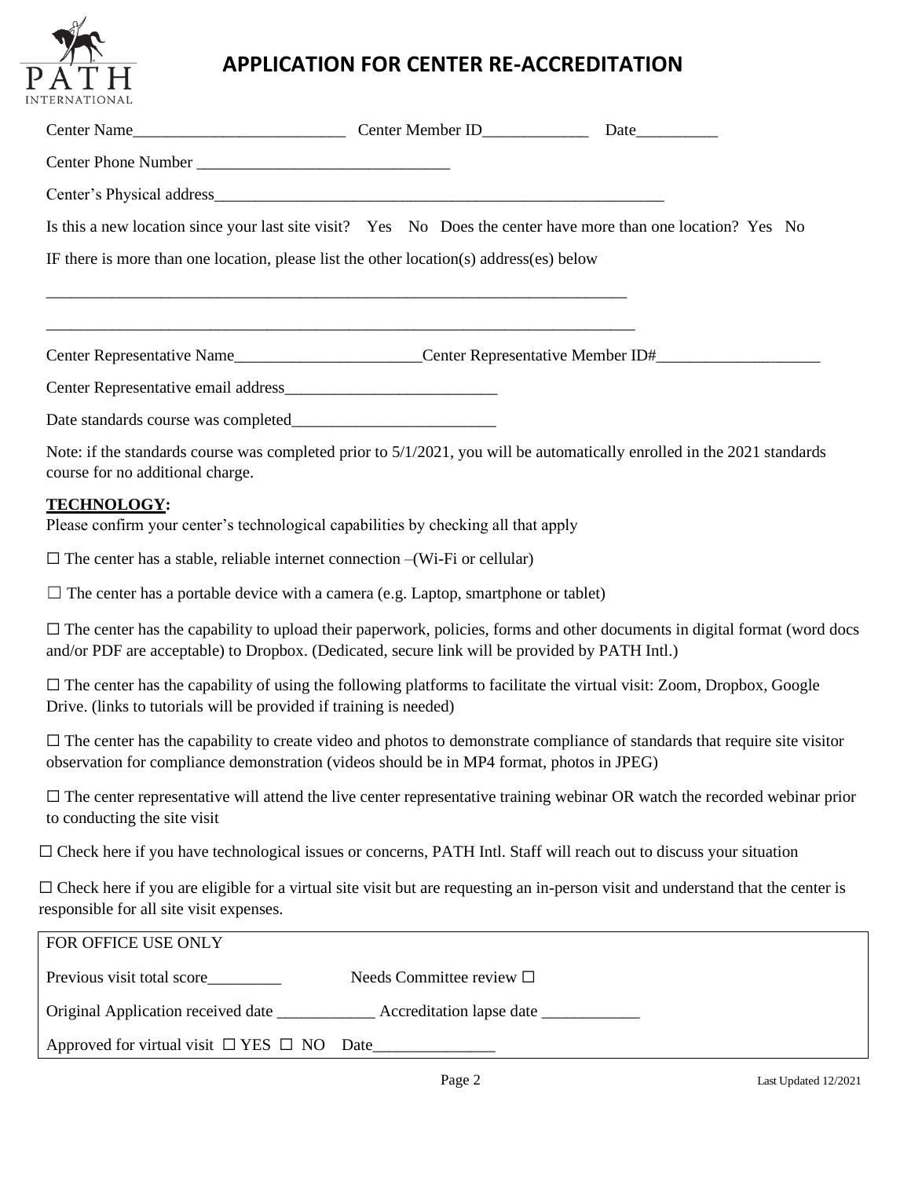# APPLICATION FOR CENTER RE-ACCREDITATION

Center Name__________________________ Center Member ID_____________ Date__________

Center Phone Number _______________________________

Center's Physical address__________________________________________________________

Is this a new location since your last site visit? Yes No Does the center have more than one location? Yes No

IF there is more than one location, please list the other location(s) address(es) below

___________________________________________________________________________

___________________________________________________________________________

Center Representative Name_______________________Center Representative Member ID#____________________

Center Representative email address__________________________

Date standards course was completed_________________________

Note: if the standards course was completed prior to 5/1/2021, you will be automatically enrolled in the 2021 standards course for no additional charge.

**TECHNOLOGY:**

Please confirm your center's technological capabilities by checking all that apply

☐ The center has a stable, reliable internet connection –(Wi-Fi or cellular)

☐ The center has a portable device with a camera (e.g. Laptop, smartphone or tablet)

☐ The center has the capability to upload their paperwork, policies, forms and other documents in digital format (word docs and/or PDF are acceptable) to Dropbox. (Dedicated, secure link will be provided by PATH Intl.)

☐ The center has the capability of using the following platforms to facilitate the virtual visit: Zoom, Dropbox, Google Drive. (links to tutorials will be provided if training is needed)

☐ The center has the capability to create video and photos to demonstrate compliance of standards that require site visitor observation for compliance demonstration (videos should be in MP4 format, photos in JPEG)

☐ The center representative will attend the live center representative training webinar OR watch the recorded webinar prior to conducting the site visit

☐ Check here if you have technological issues or concerns, PATH Intl. Staff will reach out to discuss your situation

☐ Check here if you are eligible for a virtual site visit but are requesting an in-person visit and understand that the center is responsible for all site visit expenses.

FOR OFFICE USE ONLY

Previous visit total score_________ Needs Committee review ☐

Original Application received date ____________ Accreditation lapse date ____________

Approved for virtual visit ☐ YES ☐ NO Date_______________

Last Updated 12/2021